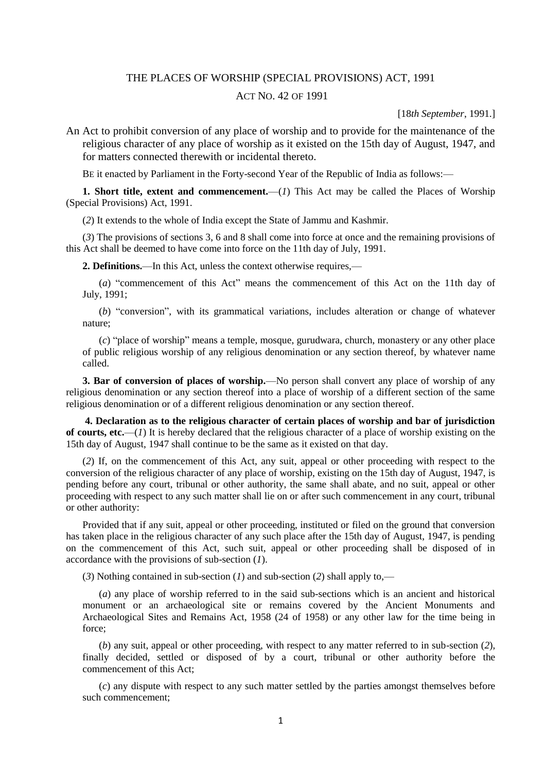# THE PLACES OF WORSHIP (SPECIAL PROVISIONS) ACT, 1991

ACT NO. 42 OF 1991

[18*th September*, 1991.]

An Act to prohibit conversion of any place of worship and to provide for the maintenance of the religious character of any place of worship as it existed on the 15th day of August, 1947, and for matters connected therewith or incidental thereto.

BE it enacted by Parliament in the Forty-second Year of the Republic of India as follows:—

**1. Short title, extent and commencement.**—(*1*) This Act may be called the Places of Worship (Special Provisions) Act, 1991.

(*2*) It extends to the whole of India except the State of Jammu and Kashmir.

(*3*) The provisions of sections 3, 6 and 8 shall come into force at once and the remaining provisions of this Act shall be deemed to have come into force on the 11th day of July, 1991.

**2. Definitions.**—In this Act, unless the context otherwise requires,—

(*a*) "commencement of this Act" means the commencement of this Act on the 11th day of July, 1991;

(*b*) "conversion", with its grammatical variations, includes alteration or change of whatever nature;

(*c*) "place of worship" means a temple, mosque, gurudwara, church, monastery or any other place of public religious worship of any religious denomination or any section thereof, by whatever name called.

**3. Bar of conversion of places of worship.**—No person shall convert any place of worship of any religious denomination or any section thereof into a place of worship of a different section of the same religious denomination or of a different religious denomination or any section thereof.

**4. Declaration as to the religious character of certain places of worship and bar of jurisdiction of courts, etc.**—(*1*) It is hereby declared that the religious character of a place of worship existing on the 15th day of August, 1947 shall continue to be the same as it existed on that day.

(*2*) If, on the commencement of this Act, any suit, appeal or other proceeding with respect to the conversion of the religious character of any place of worship, existing on the 15th day of August, 1947, is pending before any court, tribunal or other authority, the same shall abate, and no suit, appeal or other proceeding with respect to any such matter shall lie on or after such commencement in any court, tribunal or other authority:

Provided that if any suit, appeal or other proceeding, instituted or filed on the ground that conversion has taken place in the religious character of any such place after the 15th day of August, 1947, is pending on the commencement of this Act, such suit, appeal or other proceeding shall be disposed of in accordance with the provisions of sub-section (*1*).

(*3*) Nothing contained in sub-section (*1*) and sub-section (*2*) shall apply to,—

(*a*) any place of worship referred to in the said sub-sections which is an ancient and historical monument or an archaeological site or remains covered by the Ancient Monuments and Archaeological Sites and Remains Act, 1958 (24 of 1958) or any other law for the time being in force;

(*b*) any suit, appeal or other proceeding, with respect to any matter referred to in sub-section (*2*), finally decided, settled or disposed of by a court, tribunal or other authority before the commencement of this Act;

(*c*) any dispute with respect to any such matter settled by the parties amongst themselves before such commencement;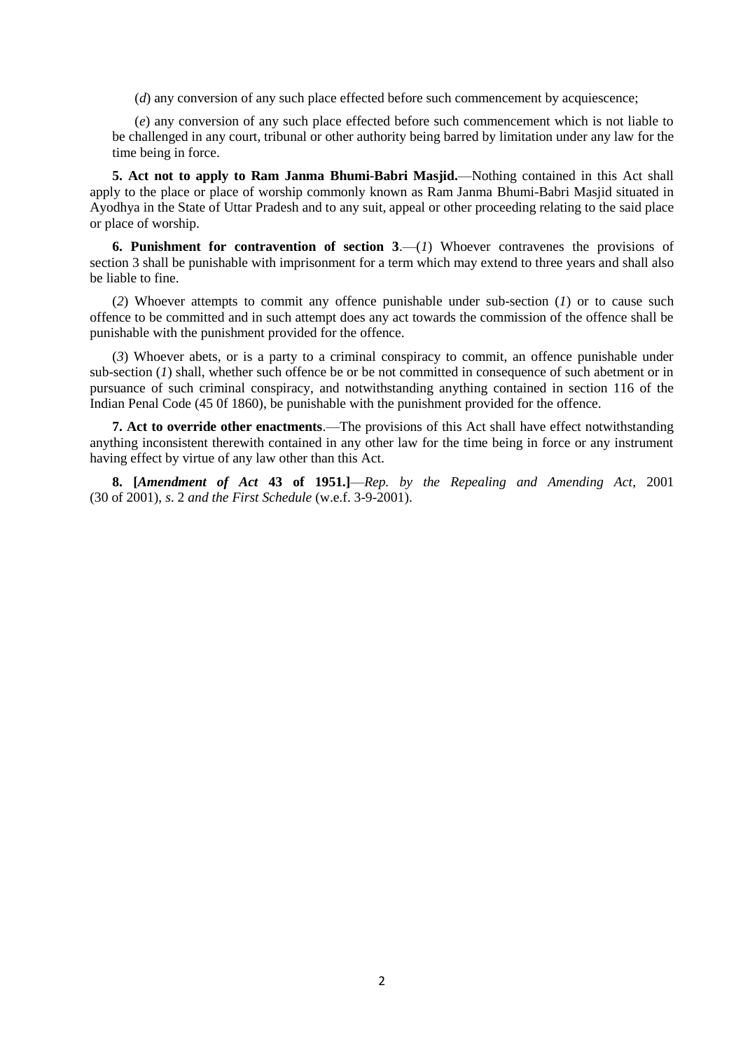(*d*) any conversion of any such place effected before such commencement by acquiescence;

(*e*) any conversion of any such place effected before such commencement which is not liable to be challenged in any court, tribunal or other authority being barred by limitation under any law for the time being in force.

**5. Act not to apply to Ram Janma Bhumi-Babri Masjid.**—Nothing contained in this Act shall apply to the place or place of worship commonly known as Ram Janma Bhumi-Babri Masjid situated in Ayodhya in the State of Uttar Pradesh and to any suit, appeal or other proceeding relating to the said place or place of worship.

**6. Punishment for contravention of section 3**.—(*1*) Whoever contravenes the provisions of section 3 shall be punishable with imprisonment for a term which may extend to three years and shall also be liable to fine.

(*2*) Whoever attempts to commit any offence punishable under sub-section (*1*) or to cause such offence to be committed and in such attempt does any act towards the commission of the offence shall be punishable with the punishment provided for the offence.

(*3*) Whoever abets, or is a party to a criminal conspiracy to commit, an offence punishable under sub-section (*1*) shall, whether such offence be or be not committed in consequence of such abetment or in pursuance of such criminal conspiracy, and notwithstanding anything contained in section 116 of the Indian Penal Code (45 0f 1860), be punishable with the punishment provided for the offence.

**7. Act to override other enactments**.—The provisions of this Act shall have effect notwithstanding anything inconsistent therewith contained in any other law for the time being in force or any instrument having effect by virtue of any law other than this Act.

**8. [*Amendment of Act* 43 of 1951.]**—*Rep. by the Repealing and Amending Act*, 2001 (30 of 2001), *s.* 2 *and the First Schedule* (w.e.f. 3-9-2001).